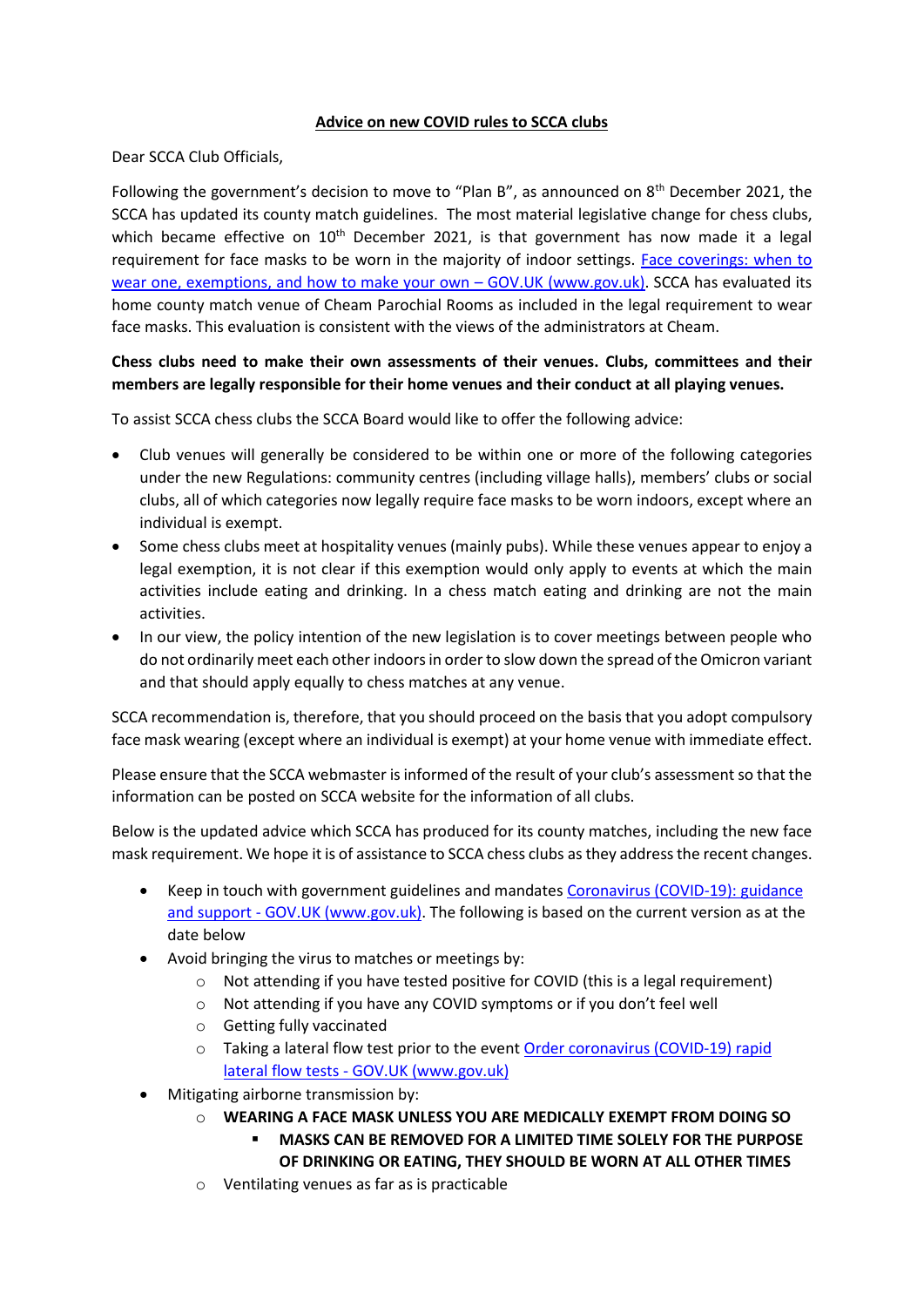**<u>Advice on new COVID rules to SCCA clubs</u>**

Dear SCCA Club Officials,

Following the government's decision to move to "Plan B", as announced on 8th December 2021, the SCCA has updated its county match guidelines. The most material legislative change for chess clubs, which became effective on 10th December 2021, is that government has now made it a legal requirement for face masks to be worn in the majority of indoor settings. [Face coverings: when to wear one, exemptions, and how to make your own – GOV.UK (www.gov.uk)](). SCCA has evaluated its home county match venue of Cheam Parochial Rooms as included in the legal requirement to wear face masks. This evaluation is consistent with the views of the administrators at Cheam.

**Chess clubs need to make their own assessments of their venues. Clubs, committees and their members are legally responsible for their home venues and their conduct at all playing venues.**

To assist SCCA chess clubs the SCCA Board would like to offer the following advice:

- Club venues will generally be considered to be within one or more of the following categories under the new Regulations: community centres (including village halls), members' clubs or social clubs, all of which categories now legally require face masks to be worn indoors, except where an individual is exempt.
- Some chess clubs meet at hospitality venues (mainly pubs). While these venues appear to enjoy a legal exemption, it is not clear if this exemption would only apply to events at which the main activities include eating and drinking. In a chess match eating and drinking are not the main activities.
- In our view, the policy intention of the new legislation is to cover meetings between people who do not ordinarily meet each other indoors in order to slow down the spread of the Omicron variant and that should apply equally to chess matches at any venue.

SCCA recommendation is, therefore, that you should proceed on the basis that you adopt compulsory face mask wearing (except where an individual is exempt) at your home venue with immediate effect.

Please ensure that the SCCA webmaster is informed of the result of your club's assessment so that the information can be posted on SCCA website for the information of all clubs.

Below is the updated advice which SCCA has produced for its county matches, including the new face mask requirement. We hope it is of assistance to SCCA chess clubs as they address the recent changes.

- Keep in touch with government guidelines and mandates [Coronavirus (COVID-19): guidance and support - GOV.UK (www.gov.uk)](). The following is based on the current version as at the date below
- Avoid bringing the virus to matches or meetings by:
  - Not attending if you have tested positive for COVID (this is a legal requirement)
  - Not attending if you have any COVID symptoms or if you don't feel well
  - Getting fully vaccinated
  - Taking a lateral flow test prior to the event [Order coronavirus (COVID-19) rapid lateral flow tests - GOV.UK (www.gov.uk)]()
- Mitigating airborne transmission by:
  - **WEARING A FACE MASK UNLESS YOU ARE MEDICALLY EXEMPT FROM DOING SO**
    - **MASKS CAN BE REMOVED FOR A LIMITED TIME SOLELY FOR THE PURPOSE OF DRINKING OR EATING, THEY SHOULD BE WORN AT ALL OTHER TIMES**
  - Ventilating venues as far as is practicable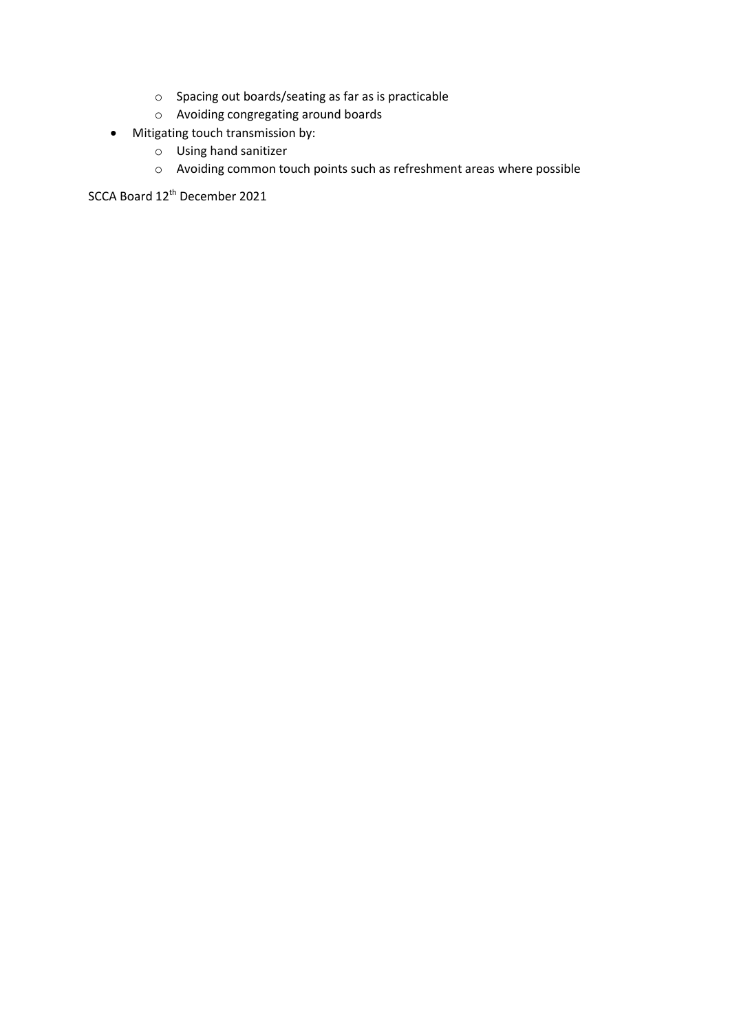- Spacing out boards/seating as far as is practicable
    - Avoiding congregating around boards
- Mitigating touch transmission by:
    - Using hand sanitizer
    - Avoiding common touch points such as refreshment areas where possible

SCCA Board 12th December 2021